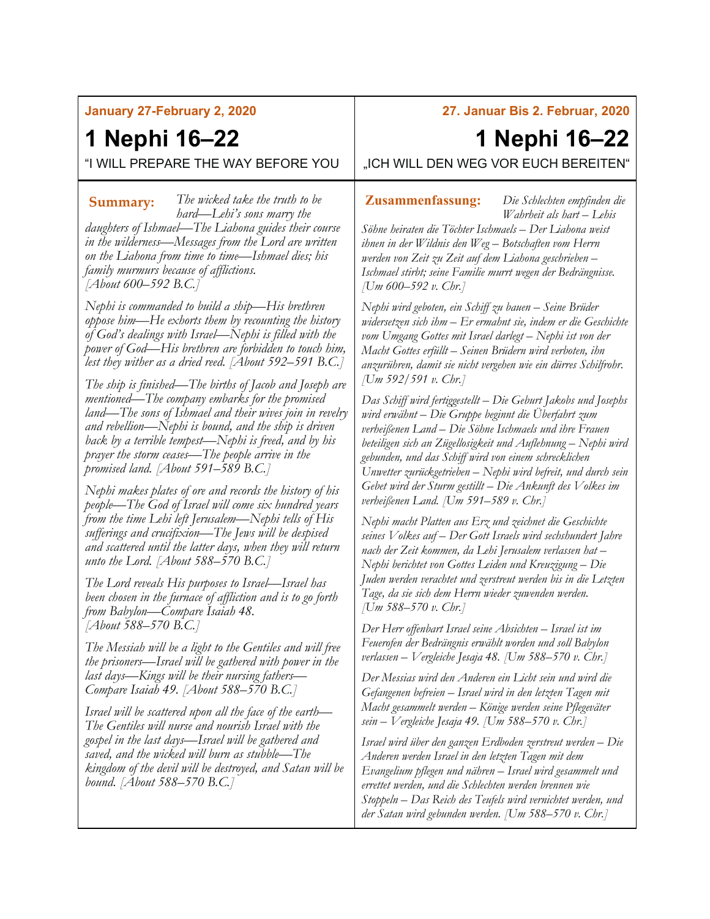**January 27-February 2, 2020**

# 1 Nephi 16–22

“I WILL PREPARE THE WAY BEFORE YOU

**Summary:** *The wicked take the truth to be hard—Lehi’s sons marry the daughters of Ishmael—The Liahona guides their course in the wilderness—Messages from the Lord are written on the Liahona from time to time—Ishmael dies; his family murmurs because of afflictions. [About 600–592 B.C.]*

*Nephi is commanded to build a ship—His brethren oppose him—He exhorts them by recounting the history of God’s dealings with Israel—Nephi is filled with the power of God—His brethren are forbidden to touch him, lest they wither as a dried reed. [About 592–591 B.C.]*

*The ship is finished—The births of Jacob and Joseph are mentioned—The company embarks for the promised land—The sons of Ishmael and their wives join in revelry and rebellion—Nephi is bound, and the ship is driven back by a terrible tempest—Nephi is freed, and by his prayer the storm ceases—The people arrive in the promised land. [About 591–589 B.C.]*

*Nephi makes plates of ore and records the history of his people—The God of Israel will come six hundred years from the time Lehi left Jerusalem—Nephi tells of His sufferings and crucifixion—The Jews will be despised and scattered until the latter days, when they will return unto the Lord. [About 588–570 B.C.]*

*The Lord reveals His purposes to Israel—Israel has been chosen in the furnace of affliction and is to go forth from Babylon—Compare Isaiah 48. [About 588–570 B.C.]*

*The Messiah will be a light to the Gentiles and will free the prisoners—Israel will be gathered with power in the last days—Kings will be their nursing fathers—Compare Isaiah 49. [About 588–570 B.C.]*

*Israel will be scattered upon all the face of the earth—The Gentiles will nurse and nourish Israel with the gospel in the last days—Israel will be gathered and saved, and the wicked will burn as stubble—The kingdom of the devil will be destroyed, and Satan will be bound. [About 588–570 B.C.]*

**27. Januar Bis 2. Februar, 2020**

# 1 Nephi 16–22

„ICH WILL DEN WEG VOR EUCH BEREITEN“

**Zusammenfassung:** *Die Schlechten empfinden die Wahrheit als hart – Lehis Söhne heiraten die Töchter Ischmaels – Der Liahona weist ihnen in der Wildnis den Weg – Botschaften vom Herrn werden von Zeit zu Zeit auf dem Liahona geschrieben – Ischmael stirbt; seine Familie murrt wegen der Bedrängnisse. [Um 600–592 v. Chr.]*

*Nephi wird geboten, ein Schiff zu bauen – Seine Brüder widersetzen sich ihm – Er ermahnt sie, indem er die Geschichte vom Umgang Gottes mit Israel darlegt – Nephi ist von der Macht Gottes erfüllt – Seinen Brüdern wird verboten, ihn anzurühren, damit sie nicht vergehen wie ein dürres Schilfrohr. [Um 592/591 v. Chr.]*

*Das Schiff wird fertiggestellt – Die Geburt Jakobs und Josephs wird erwähnt – Die Gruppe beginnt die Überfahrt zum verheißenen Land – Die Söhne Ischmaels und ihre Frauen beteiligen sich an Zügellosigkeit und Auflehnung – Nephi wird gebunden, und das Schiff wird von einem schrecklichen Unwetter zurückgetrieben – Nephi wird befreit, und durch sein Gebet wird der Sturm gestillt – Die Ankunft des Volkes im verheißenen Land. [Um 591–589 v. Chr.]*

*Nephi macht Platten aus Erz und zeichnet die Geschichte seines Volkes auf – Der Gott Israels wird sechshundert Jahre nach der Zeit kommen, da Lehi Jerusalem verlassen hat – Nephi berichtet von Gottes Leiden und Kreuzigung – Die Juden werden verachtet und zerstreut werden bis in die Letzten Tage, da sie sich dem Herrn wieder zuwenden werden. [Um 588–570 v. Chr.]*

*Der Herr offenbart Israel seine Absichten – Israel ist im Feuerofen der Bedrängnis erwählt worden und soll Babylon verlassen – Vergleiche Jesaja 48. [Um 588–570 v. Chr.]*

*Der Messias wird den Anderen ein Licht sein und wird die Gefangenen befreien – Israel wird in den letzten Tagen mit Macht gesammelt werden – Könige werden seine Pflegeväter sein – Vergleiche Jesaja 49. [Um 588–570 v. Chr.]*

*Israel wird über den ganzen Erdboden zerstreut werden – Die Anderen werden Israel in den letzten Tagen mit dem Evangelium pflegen und nähren – Israel wird gesammelt und errettet werden, und die Schlechten werden brennen wie Stoppeln – Das Reich des Teufels wird vernichtet werden, und der Satan wird gebunden werden. [Um 588–570 v. Chr.]*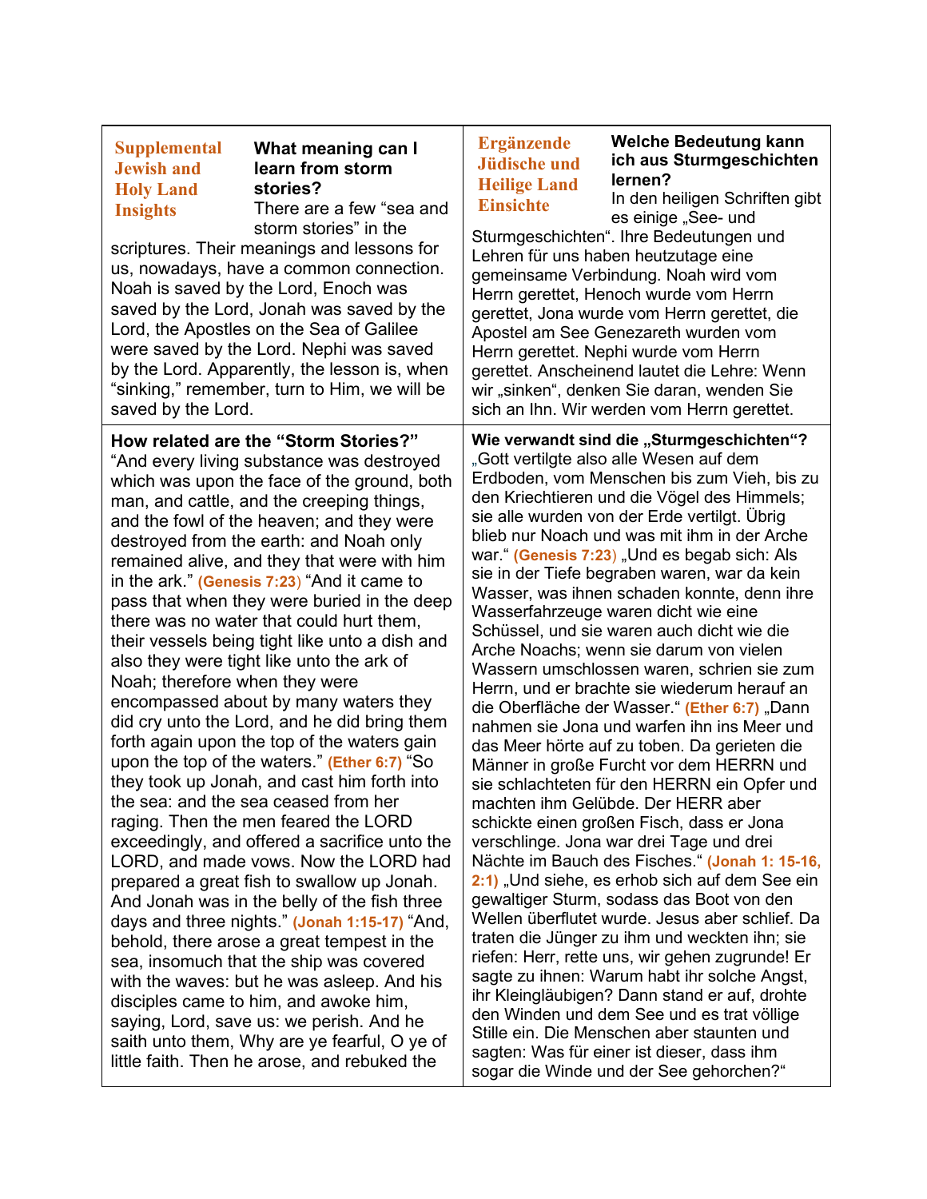**Supplemental Jewish and Holy Land Insights**

**What meaning can I learn from storm stories?**

There are a few "sea and storm stories" in the scriptures. Their meanings and lessons for us, nowadays, have a common connection. Noah is saved by the Lord, Enoch was saved by the Lord, Jonah was saved by the Lord, the Apostles on the Sea of Galilee were saved by the Lord. Nephi was saved by the Lord. Apparently, the lesson is, when "sinking," remember, turn to Him, we will be saved by the Lord.

**Ergänzende Jüdische und Heilige Land Einsichte**

**Welche Bedeutung kann ich aus Sturmgeschichten lernen?**

In den heiligen Schriften gibt es einige „See- und Sturmgeschichten". Ihre Bedeutungen und Lehren für uns haben heutzutage eine gemeinsame Verbindung. Noah wird vom Herrn gerettet, Henoch wurde vom Herrn gerettet, Jona wurde vom Herrn gerettet, die Apostel am See Genezareth wurden vom Herrn gerettet. Nephi wurde vom Herrn gerettet. Anscheinend lautet die Lehre: Wenn wir „sinken", denken Sie daran, wenden Sie sich an Ihn. Wir werden vom Herrn gerettet.

**How related are the "Storm Stories?"**

"And every living substance was destroyed which was upon the face of the ground, both man, and cattle, and the creeping things, and the fowl of the heaven; and they were destroyed from the earth: and Noah only remained alive, and they that were with him in the ark." (Genesis 7:23) "And it came to pass that when they were buried in the deep there was no water that could hurt them, their vessels being tight like unto a dish and also they were tight like unto the ark of Noah; therefore when they were encompassed about by many waters they did cry unto the Lord, and he did bring them forth again upon the top of the waters gain upon the top of the waters." (Ether 6:7) "So they took up Jonah, and cast him forth into the sea: and the sea ceased from her raging. Then the men feared the LORD exceedingly, and offered a sacrifice unto the LORD, and made vows. Now the LORD had prepared a great fish to swallow up Jonah. And Jonah was in the belly of the fish three days and three nights." (Jonah 1:15-17) "And, behold, there arose a great tempest in the sea, insomuch that the ship was covered with the waves: but he was asleep. And his disciples came to him, and awoke him, saying, Lord, save us: we perish. And he saith unto them, Why are ye fearful, O ye of little faith. Then he arose, and rebuked the

**Wie verwandt sind die „Sturmgeschichten"?**

„Gott vertilgte also alle Wesen auf dem Erdboden, vom Menschen bis zum Vieh, bis zu den Kriechtieren und die Vögel des Himmels; sie alle wurden von der Erde vertilgt. Übrig blieb nur Noach und was mit ihm in der Arche war." (Genesis 7:23) „Und es begab sich: Als sie in der Tiefe begraben waren, war da kein Wasser, was ihnen schaden konnte, denn ihre Wasserfahrzeuge waren dicht wie eine Schüssel, und sie waren auch dicht wie die Arche Noachs; wenn sie darum von vielen Wassern umschlossen waren, schrien sie zum Herrn, und er brachte sie wiederum herauf an die Oberfläche der Wasser." (Ether 6:7) „Dann nahmen sie Jona und warfen ihn ins Meer und das Meer hörte auf zu toben. Da gerieten die Männer in große Furcht vor dem HERRN und sie schlachteten für den HERRN ein Opfer und machten ihm Gelübde. Der HERR aber schickte einen großen Fisch, dass er Jona verschlinge. Jona war drei Tage und drei Nächte im Bauch des Fisches." (Jonah 1: 15-16, 2:1) „Und siehe, es erhob sich auf dem See ein gewaltiger Sturm, sodass das Boot von den Wellen überflutet wurde. Jesus aber schlief. Da traten die Jünger zu ihm und weckten ihn; sie riefen: Herr, rette uns, wir gehen zugrunde! Er sagte zu ihnen: Warum habt ihr solche Angst, ihr Kleingläubigen? Dann stand er auf, drohte den Winden und dem See und es trat völlige Stille ein. Die Menschen aber staunten und sagten: Was für einer ist dieser, dass ihm sogar die Winde und der See gehorchen?"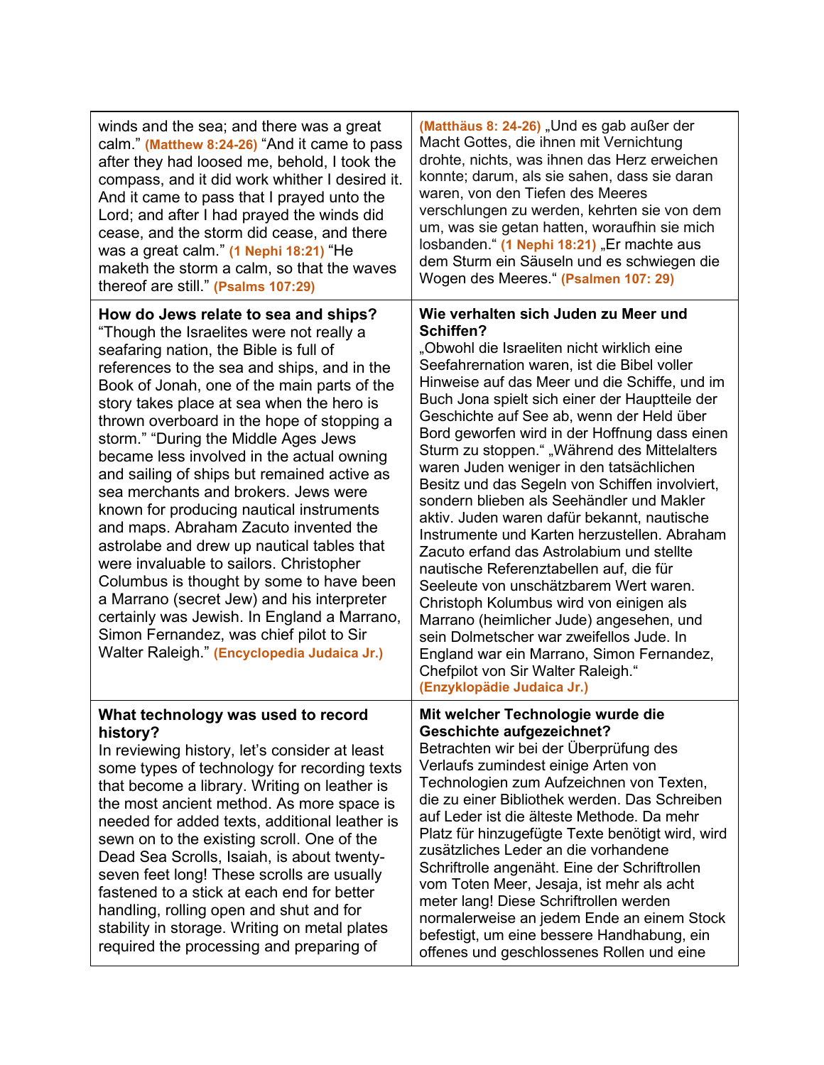| | |
|---|---|
| winds and the sea; and there was a great calm." **(Matthew 8:24-26)** "And it came to pass after they had loosed me, behold, I took the compass, and it did work whither I desired it. And it came to pass that I prayed unto the Lord; and after I had prayed the winds did cease, and the storm did cease, and there was a great calm." **(1 Nephi 18:21)** "He maketh the storm a calm, so that the waves thereof are still." **(Psalms 107:29)** | **(Matthäus 8: 24-26)** „Und es gab außer der Macht Gottes, die ihnen mit Vernichtung drohte, nichts, was ihnen das Herz erweichen konnte; darum, als sie sahen, dass sie daran waren, von den Tiefen des Meeres verschlungen zu werden, kehrten sie von dem um, was sie getan hatten, woraufhin sie mich losbanden." **(1 Nephi 18:21)** „Er machte aus dem Sturm ein Säuseln und es schwiegen die Wogen des Meeres." **(Psalmen 107: 29)** |
| **How do Jews relate to sea and ships?** "Though the Israelites were not really a seafaring nation, the Bible is full of references to the sea and ships, and in the Book of Jonah, one of the main parts of the story takes place at sea when the hero is thrown overboard in the hope of stopping a storm." "During the Middle Ages Jews became less involved in the actual owning and sailing of ships but remained active as sea merchants and brokers. Jews were known for producing nautical instruments and maps. Abraham Zacuto invented the astrolabe and drew up nautical tables that were invaluable to sailors. Christopher Columbus is thought by some to have been a Marrano (secret Jew) and his interpreter certainly was Jewish. In England a Marrano, Simon Fernandez, was chief pilot to Sir Walter Raleigh." **(Encyclopedia Judaica Jr.)** | **Wie verhalten sich Juden zu Meer und Schiffen?** „Obwohl die Israeliten nicht wirklich eine Seefahrernation waren, ist die Bibel voller Hinweise auf das Meer und die Schiffe, und im Buch Jona spielt sich einer der Hauptteile der Geschichte auf See ab, wenn der Held über Bord geworfen wird in der Hoffnung dass einen Sturm zu stoppen." „Während des Mittelalters waren Juden weniger in den tatsächlichen Besitz und das Segeln von Schiffen involviert, sondern blieben als Seehändler und Makler aktiv. Juden waren dafür bekannt, nautische Instrumente und Karten herzustellen. Abraham Zacuto erfand das Astrolabium und stellte nautische Referenztabellen auf, die für Seeleute von unschätzbarem Wert waren. Christoph Kolumbus wird von einigen als Marrano (heimlicher Jude) angesehen, und sein Dolmetscher war zweifellos Jude. In England war ein Marrano, Simon Fernandez, Chefpilot von Sir Walter Raleigh." **(Enzyklopädie Judaica Jr.)** |
| **What technology was used to record history?** In reviewing history, let's consider at least some types of technology for recording texts that become a library. Writing on leather is the most ancient method. As more space is needed for added texts, additional leather is sewn on to the existing scroll. One of the Dead Sea Scrolls, Isaiah, is about twenty-seven feet long! These scrolls are usually fastened to a stick at each end for better handling, rolling open and shut and for stability in storage. Writing on metal plates required the processing and preparing of | **Mit welcher Technologie wurde die Geschichte aufgezeichnet?** Betrachten wir bei der Überprüfung des Verlaufs zumindest einige Arten von Technologien zum Aufzeichnen von Texten, die zu einer Bibliothek werden. Das Schreiben auf Leder ist die älteste Methode. Da mehr Platz für hinzugefügte Texte benötigt wird, wird zusätzliches Leder an die vorhandene Schriftrolle angenäht. Eine der Schriftrollen vom Toten Meer, Jesaja, ist mehr als acht meter lang! Diese Schriftrollen werden normalerweise an jedem Ende an einem Stock befestigt, um eine bessere Handhabung, ein offenes und geschlossenes Rollen und eine |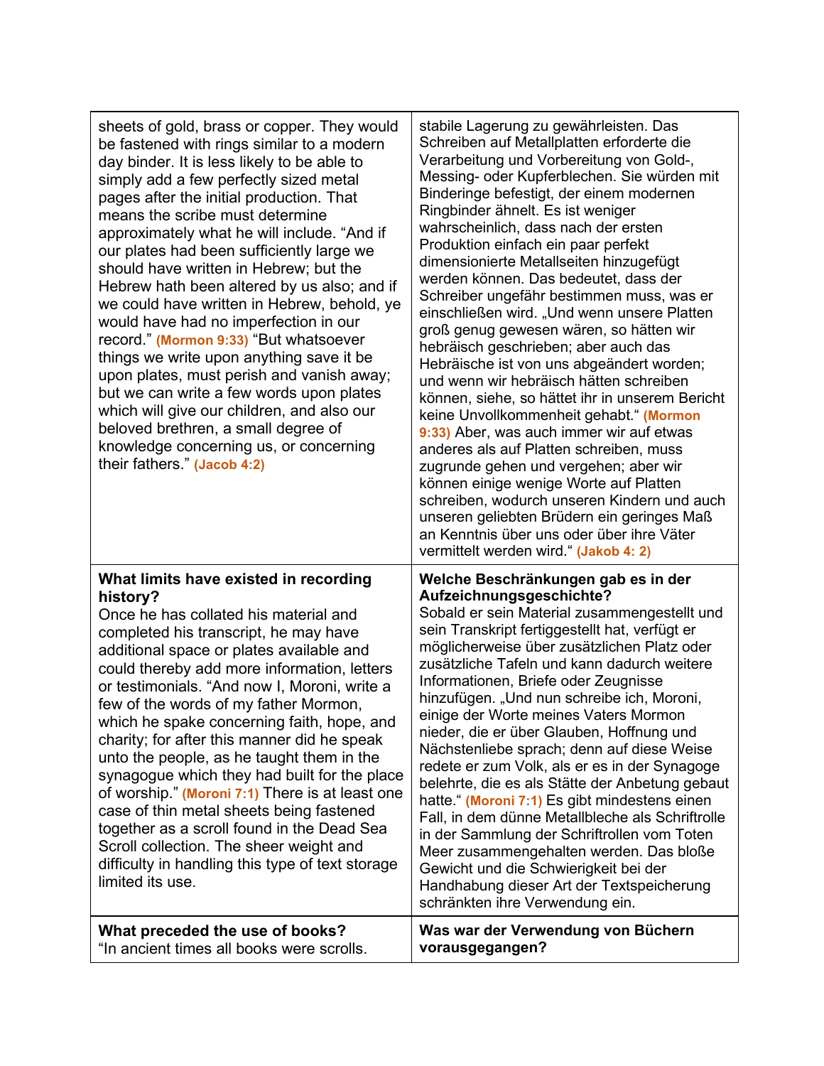| | |
|---|---|
| sheets of gold, brass or copper. They would be fastened with rings similar to a modern day binder. It is less likely to be able to simply add a few perfectly sized metal pages after the initial production. That means the scribe must determine approximately what he will include. “And if our plates had been sufficiently large we should have written in Hebrew; but the Hebrew hath been altered by us also; and if we could have written in Hebrew, behold, ye would have had no imperfection in our record.” **(Mormon 9:33)** “But whatsoever things we write upon anything save it be upon plates, must perish and vanish away; but we can write a few words upon plates which will give our children, and also our beloved brethren, a small degree of knowledge concerning us, or concerning their fathers.” **(Jacob 4:2)** | stabile Lagerung zu gewährleisten. Das Schreiben auf Metallplatten erforderte die Verarbeitung und Vorbereitung von Gold-, Messing- oder Kupferblechen. Sie würden mit Binderinge befestigt, der einem modernen Ringbinder ähnelt. Es ist weniger wahrscheinlich, dass nach der ersten Produktion einfach ein paar perfekt dimensionierte Metallseiten hinzugefügt werden können. Das bedeutet, dass der Schreiber ungefähr bestimmen muss, was er einschließen wird. „Und wenn unsere Platten groß genug gewesen wären, so hätten wir hebräisch geschrieben; aber auch das Hebräische ist von uns abgeändert worden; und wenn wir hebräisch hätten schreiben können, siehe, so hättet ihr in unserem Bericht keine Unvollkommenheit gehabt.“ **(Mormon 9:33)** Aber, was auch immer wir auf etwas anderes als auf Platten schreiben, muss zugrunde gehen und vergehen; aber wir können einige wenige Worte auf Platten schreiben, wodurch unseren Kindern und auch unseren geliebten Brüdern ein geringes Maß an Kenntnis über uns oder über ihre Väter vermittelt werden wird.“ **(Jakob 4: 2)** |
| **What limits have existed in recording history?** Once he has collated his material and completed his transcript, he may have additional space or plates available and could thereby add more information, letters or testimonials. “And now I, Moroni, write a few of the words of my father Mormon, which he spake concerning faith, hope, and charity; for after this manner did he speak unto the people, as he taught them in the synagogue which they had built for the place of worship.” **(Moroni 7:1)** There is at least one case of thin metal sheets being fastened together as a scroll found in the Dead Sea Scroll collection. The sheer weight and difficulty in handling this type of text storage limited its use. | **Welche Beschränkungen gab es in der Aufzeichnungsgeschichte?** Sobald er sein Material zusammengestellt und sein Transkript fertiggestellt hat, verfügt er möglicherweise über zusätzlichen Platz oder zusätzliche Tafeln und kann dadurch weitere Informationen, Briefe oder Zeugnisse hinzufügen. „Und nun schreibe ich, Moroni, einige der Worte meines Vaters Mormon nieder, die er über Glauben, Hoffnung und Nächstenliebe sprach; denn auf diese Weise redete er zum Volk, als er es in der Synagoge belehrte, die es als Stätte der Anbetung gebaut hatte.“ **(Moroni 7:1)** Es gibt mindestens einen Fall, in dem dünne Metallbleche als Schriftrolle in der Sammlung der Schriftrollen vom Toten Meer zusammengehalten werden. Das bloße Gewicht und die Schwierigkeit bei der Handhabung dieser Art der Textspeicherung schränkten ihre Verwendung ein. |
| **What preceded the use of books?** “In ancient times all books were scrolls. | **Was war der Verwendung von Büchern vorausgegangen?** |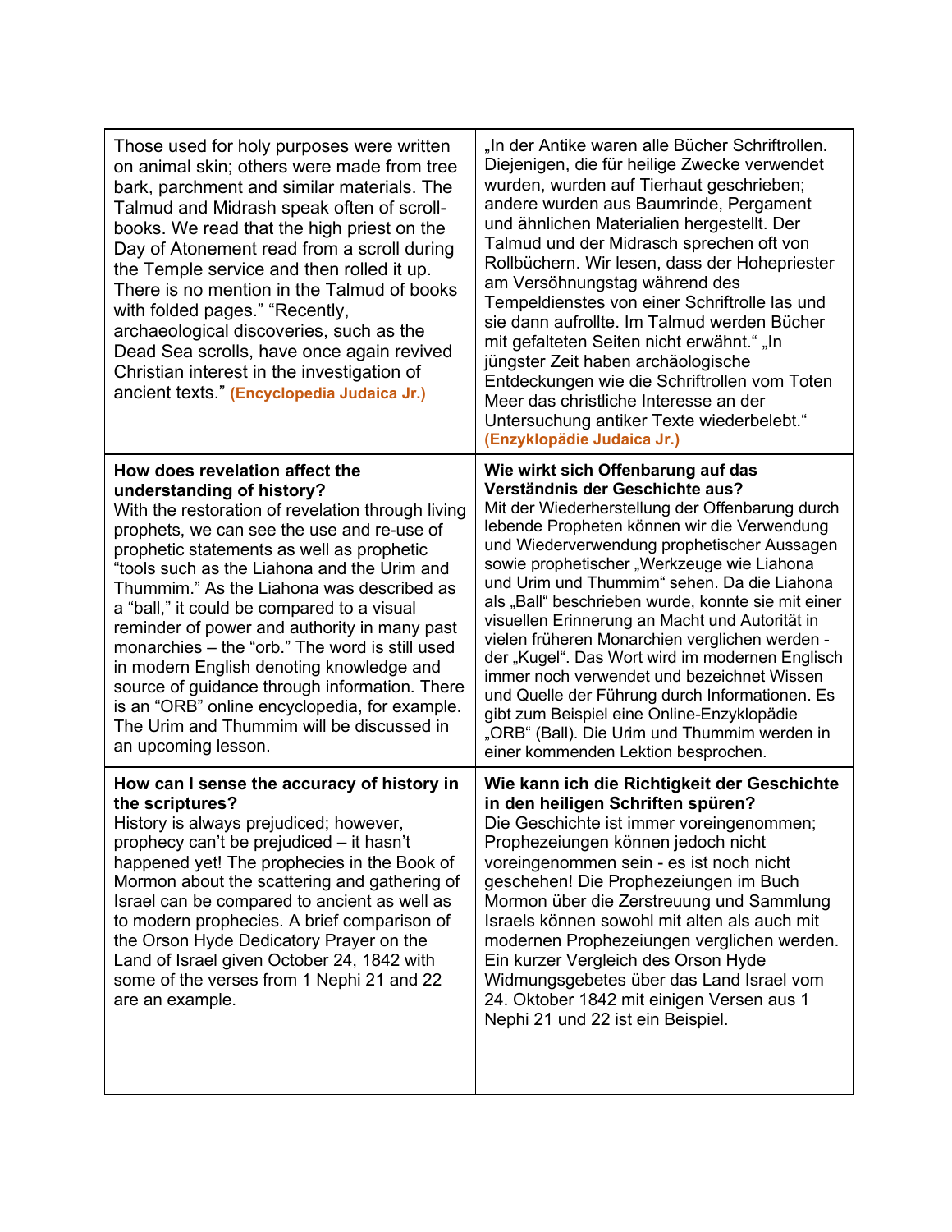| Those used for holy purposes were written on animal skin; others were made from tree bark, parchment and similar materials. The Talmud and Midrash speak often of scroll-books. We read that the high priest on the Day of Atonement read from a scroll during the Temple service and then rolled it up. There is no mention in the Talmud of books with folded pages." "Recently, archaeological discoveries, such as the Dead Sea scrolls, have once again revived Christian interest in the investigation of ancient texts." **(Encyclopedia Judaica Jr.)** | „In der Antike waren alle Bücher Schriftrollen. Diejenigen, die für heilige Zwecke verwendet wurden, wurden auf Tierhaut geschrieben; andere wurden aus Baumrinde, Pergament und ähnlichen Materialien hergestellt. Der Talmud und der Midrasch sprechen oft von Rollbüchern. Wir lesen, dass der Hohepriester am Versöhnungstag während des Tempeldienstes von einer Schriftrolle las und sie dann aufrollte. Im Talmud werden Bücher mit gefalteten Seiten nicht erwähnt." „In jüngster Zeit haben archäologische Entdeckungen wie die Schriftrollen vom Toten Meer das christliche Interesse an der Untersuchung antiker Texte wiederbelebt." **(Enzyklopädie Judaica Jr.)** |
|---|---|
| **How does revelation affect the understanding of history?** With the restoration of revelation through living prophets, we can see the use and re-use of prophetic statements as well as prophetic "tools such as the Liahona and the Urim and Thummim." As the Liahona was described as a "ball," it could be compared to a visual reminder of power and authority in many past monarchies – the "orb." The word is still used in modern English denoting knowledge and source of guidance through information. There is an "ORB" online encyclopedia, for example. The Urim and Thummim will be discussed in an upcoming lesson. | **Wie wirkt sich Offenbarung auf das Verständnis der Geschichte aus?** Mit der Wiederherstellung der Offenbarung durch lebende Propheten können wir die Verwendung und Wiederverwendung prophetischer Aussagen sowie prophetischer „Werkzeuge wie Liahona und Urim und Thummim" sehen. Da die Liahona als „Ball" beschrieben wurde, konnte sie mit einer visuellen Erinnerung an Macht und Autorität in vielen früheren Monarchien verglichen werden - der „Kugel". Das Wort wird im modernen Englisch immer noch verwendet und bezeichnet Wissen und Quelle der Führung durch Informationen. Es gibt zum Beispiel eine Online-Enzyklopädie „ORB" (Ball). Die Urim und Thummim werden in einer kommenden Lektion besprochen. |
| **How can I sense the accuracy of history in the scriptures?** History is always prejudiced; however, prophecy can't be prejudiced – it hasn't happened yet! The prophecies in the Book of Mormon about the scattering and gathering of Israel can be compared to ancient as well as to modern prophecies. A brief comparison of the Orson Hyde Dedicatory Prayer on the Land of Israel given October 24, 1842 with some of the verses from 1 Nephi 21 and 22 are an example. | **Wie kann ich die Richtigkeit der Geschichte in den heiligen Schriften spüren?** Die Geschichte ist immer voreingenommen; Prophezeiungen können jedoch nicht voreingenommen sein - es ist noch nicht geschehen! Die Prophezeiungen im Buch Mormon über die Zerstreuung und Sammlung Israels können sowohl mit alten als auch mit modernen Prophezeiungen verglichen werden. Ein kurzer Vergleich des Orson Hyde Widmungsgebetes über das Land Israel vom 24. Oktober 1842 mit einigen Versen aus 1 Nephi 21 und 22 ist ein Beispiel. |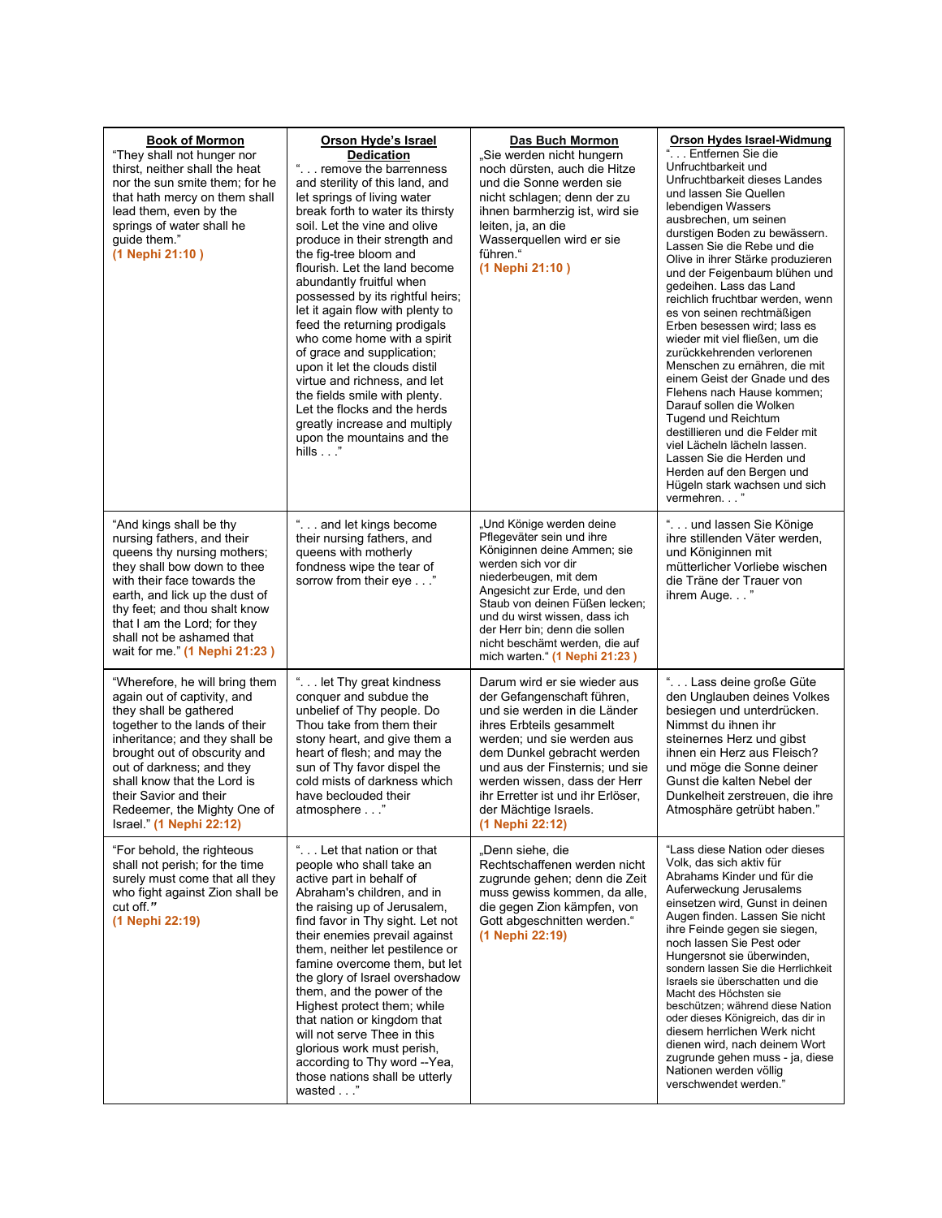| Book of Mormon | Orson Hyde's Israel Dedication | Das Buch Mormon | Orson Hydes Israel-Widmung |
|---|---|---|---|
| "They shall not hunger nor thirst, neither shall the heat nor the sun smite them; for he that hath mercy on them shall lead them, even by the springs of water shall he guide them." (1 Nephi 21:10 ) | ". . . remove the barrenness and sterility of this land, and let springs of living water break forth to water its thirsty soil. Let the vine and olive produce in their strength and the fig-tree bloom and flourish. Let the land become abundantly fruitful when possessed by its rightful heirs; let it again flow with plenty to feed the returning prodigals who come home with a spirit of grace and supplication; upon it let the clouds distil virtue and richness, and let the fields smile with plenty. Let the flocks and the herds greatly increase and multiply upon the mountains and the hills . . ." | „Sie werden nicht hungern noch dürsten, auch die Hitze und die Sonne werden sie nicht schlagen; denn der zu ihnen barmherzig ist, wird sie leiten, ja, an die Wasserquellen wird er sie führen." (1 Nephi 21:10 ) | ". . . Entfernen Sie die Unfruchtbarkeit und Unfruchtbarkeit dieses Landes und lassen Sie Quellen lebendigen Wassers ausbrechen, um seinen durstigen Boden zu bewässern. Lassen Sie die Rebe und die Olive in ihrer Stärke produzieren und der Feigenbaum blühen und gedeihen. Lass das Land reichlich fruchtbar werden, wenn es von seinen rechtmäßigen Erben besessen wird; lass es wieder mit viel fließen, um die zurückkehrenden verlorenen Menschen zu ernähren, die mit einem Geist der Gnade und des Flehens nach Hause kommen; Darauf sollen die Wolken Tugend und Reichtum destillieren und die Felder mit viel Lächeln lächeln lassen. Lassen Sie die Herden und Herden auf den Bergen und Hügeln stark wachsen und sich vermehren. . . " |
| "And kings shall be thy nursing fathers, and their queens thy nursing mothers; they shall bow down to thee with their face towards the earth, and lick up the dust of thy feet; and thou shalt know that I am the Lord; for they shall not be ashamed that wait for me." (1 Nephi 21:23 ) | ". . . and let kings become their nursing fathers, and queens with motherly fondness wipe the tear of sorrow from their eye . . ." | „Und Könige werden deine Pflegeväter sein und ihre Königinnen deine Ammen; sie werden sich vor dir niederbeugen, mit dem Angesicht zur Erde, und den Staub von deinen Füßen lecken; und du wirst wissen, dass ich der Herr bin; denn die sollen nicht beschämt werden, die auf mich warten." (1 Nephi 21:23 ) | ". . . und lassen Sie Könige ihre stillenden Väter werden, und Königinnen mit mütterlicher Vorliebe wischen die Träne der Trauer von ihrem Auge. . . " |
| "Wherefore, he will bring them again out of captivity, and they shall be gathered together to the lands of their inheritance; and they shall be brought out of obscurity and out of darkness; and they shall know that the Lord is their Savior and their Redeemer, the Mighty One of Israel." (1 Nephi 22:12) | ". . . let Thy great kindness conquer and subdue the unbelief of Thy people. Do Thou take from them their stony heart, and give them a heart of flesh; and may the sun of Thy favor dispel the cold mists of darkness which have beclouded their atmosphere . . ." | Darum wird er sie wieder aus der Gefangenschaft führen, und sie werden in die Länder ihres Erbteils gesammelt werden; und sie werden aus dem Dunkel gebracht werden und aus der Finsternis; und sie werden wissen, dass der Herr ihr Erretter ist und ihr Erlöser, der Mächtige Israels. (1 Nephi 22:12) | ". . . Lass deine große Güte den Unglauben deines Volkes besiegen und unterdrücken. Nimmst du ihnen ihr steinernes Herz und gibst ihnen ein Herz aus Fleisch? und möge die Sonne deiner Gunst die kalten Nebel der Dunkelheit zerstreuen, die ihre Atmosphäre getrübt haben." |
| "For behold, the righteous shall not perish; for the time surely must come that all they who fight against Zion shall be cut off." (1 Nephi 22:19) | ". . . Let that nation or that people who shall take an active part in behalf of Abraham's children, and in the raising up of Jerusalem, find favor in Thy sight. Let not their enemies prevail against them, neither let pestilence or famine overcome them, but let the glory of Israel overshadow them, and the power of the Highest protect them; while that nation or kingdom that will not serve Thee in this glorious work must perish, according to Thy word --Yea, those nations shall be utterly wasted . . ." | „Denn siehe, die Rechtschaffenen werden nicht zugrunde gehen; denn die Zeit muss gewiss kommen, da alle, die gegen Zion kämpfen, von Gott abgeschnitten werden." (1 Nephi 22:19) | "Lass diese Nation oder dieses Volk, das sich aktiv für Abrahams Kinder und für die Auferweckung Jerusalems einsetzen wird, Gunst in deinen Augen finden. Lassen Sie nicht ihre Feinde gegen sie siegen, noch lassen Sie Pest oder Hungersnot sie überwinden, sondern lassen Sie die Herrlichkeit Israels sie überschatten und die Macht des Höchsten sie beschützen; während diese Nation oder dieses Königreich, das dir in diesem herrlichen Werk nicht dienen wird, nach deinem Wort zugrunde gehen muss - ja, diese Nationen werden völlig verschwendet werden." |